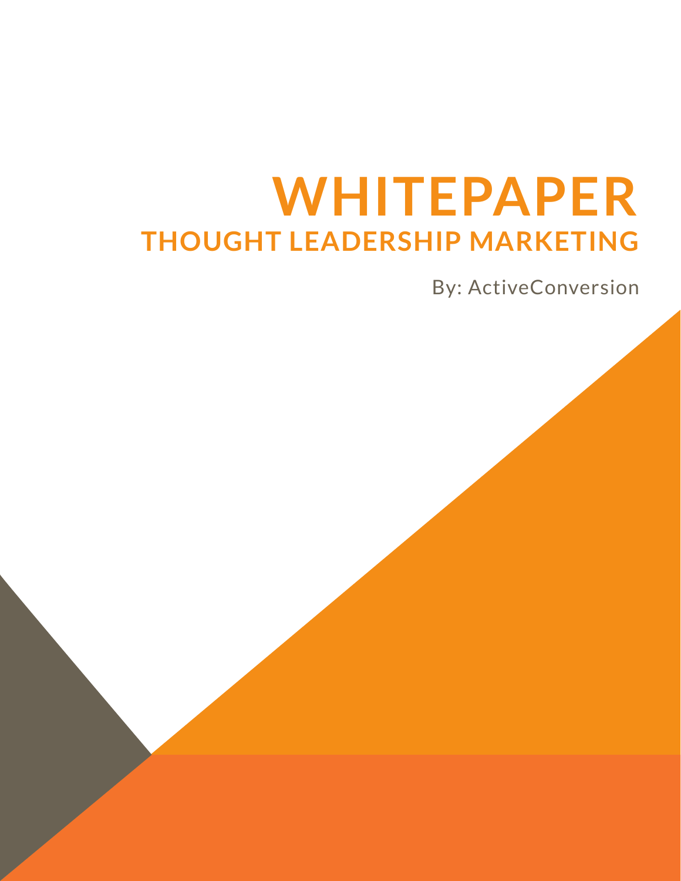# WHITEPAPER

## THOUGHT LEADERSHIP MARKETING

By: ActiveConversion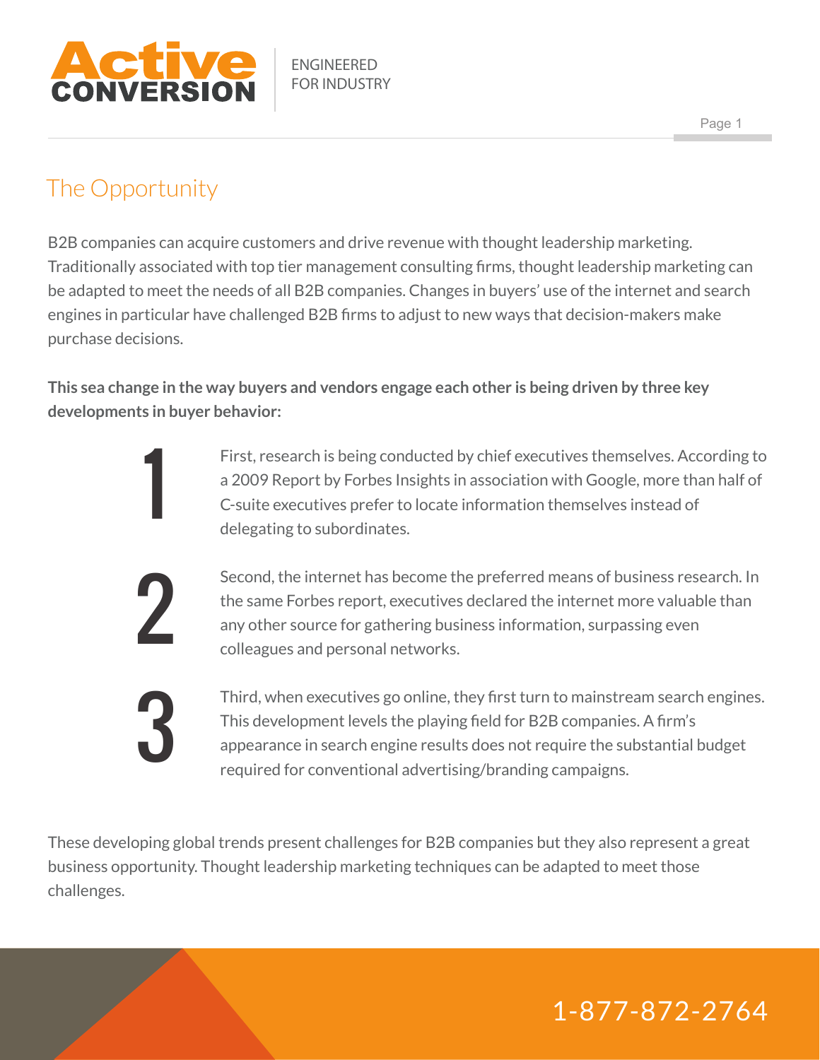## The Opportunity

B2B companies can acquire customers and drive revenue with thought leadership marketing. Traditionally associated with top tier management consulting firms, thought leadership marketing can be adapted to meet the needs of all B2B companies. Changes in buyers' use of the internet and search engines in particular have challenged B2B firms to adjust to new ways that decision-makers make purchase decisions.

**This sea change in the way buyers and vendors engage each other is being driven by three key developments in buyer behavior:**

1. First, research is being conducted by chief executives themselves. According to a 2009 Report by Forbes Insights in association with Google, more than half of C-suite executives prefer to locate information themselves instead of delegating to subordinates.

2. Second, the internet has become the preferred means of business research. In the same Forbes report, executives declared the internet more valuable than any other source for gathering business information, surpassing even colleagues and personal networks.

3. Third, when executives go online, they first turn to mainstream search engines. This development levels the playing field for B2B companies. A firm's appearance in search engine results does not require the substantial budget required for conventional advertising/branding campaigns.

These developing global trends present challenges for B2B companies but they also represent a great business opportunity. Thought leadership marketing techniques can be adapted to meet those challenges.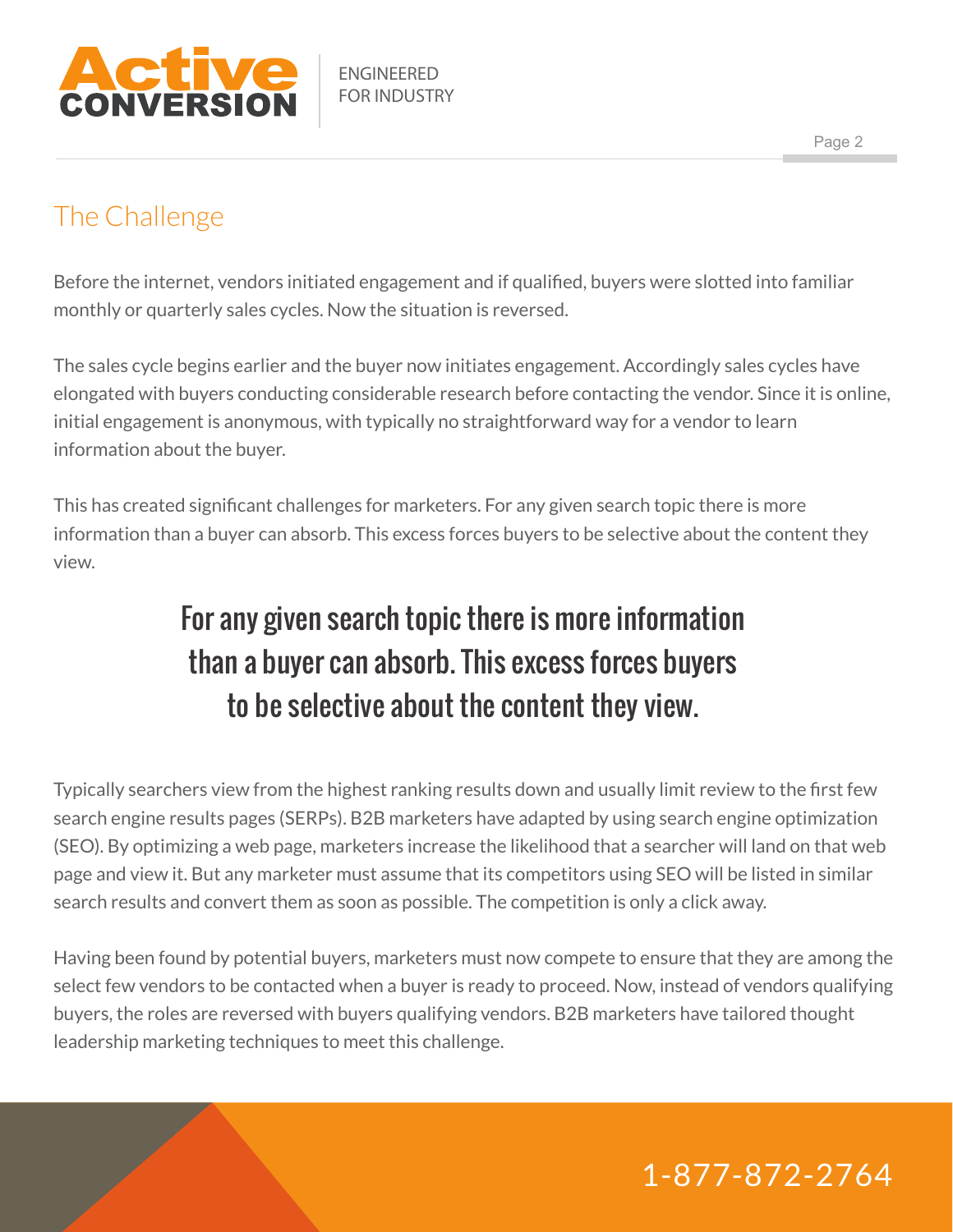## The Challenge

Before the internet, vendors initiated engagement and if qualified, buyers were slotted into familiar monthly or quarterly sales cycles. Now the situation is reversed.

The sales cycle begins earlier and the buyer now initiates engagement. Accordingly sales cycles have elongated with buyers conducting considerable research before contacting the vendor. Since it is online, initial engagement is anonymous, with typically no straightforward way for a vendor to learn information about the buyer.

This has created significant challenges for marketers. For any given search topic there is more information than a buyer can absorb. This excess forces buyers to be selective about the content they view.

> For any given search topic there is more information than a buyer can absorb. This excess forces buyers to be selective about the content they view.

Typically searchers view from the highest ranking results down and usually limit review to the first few search engine results pages (SERPs). B2B marketers have adapted by using search engine optimization (SEO). By optimizing a web page, marketers increase the likelihood that a searcher will land on that web page and view it. But any marketer must assume that its competitors using SEO will be listed in similar search results and convert them as soon as possible. The competition is only a click away.

Having been found by potential buyers, marketers must now compete to ensure that they are among the select few vendors to be contacted when a buyer is ready to proceed. Now, instead of vendors qualifying buyers, the roles are reversed with buyers qualifying vendors. B2B marketers have tailored thought leadership marketing techniques to meet this challenge.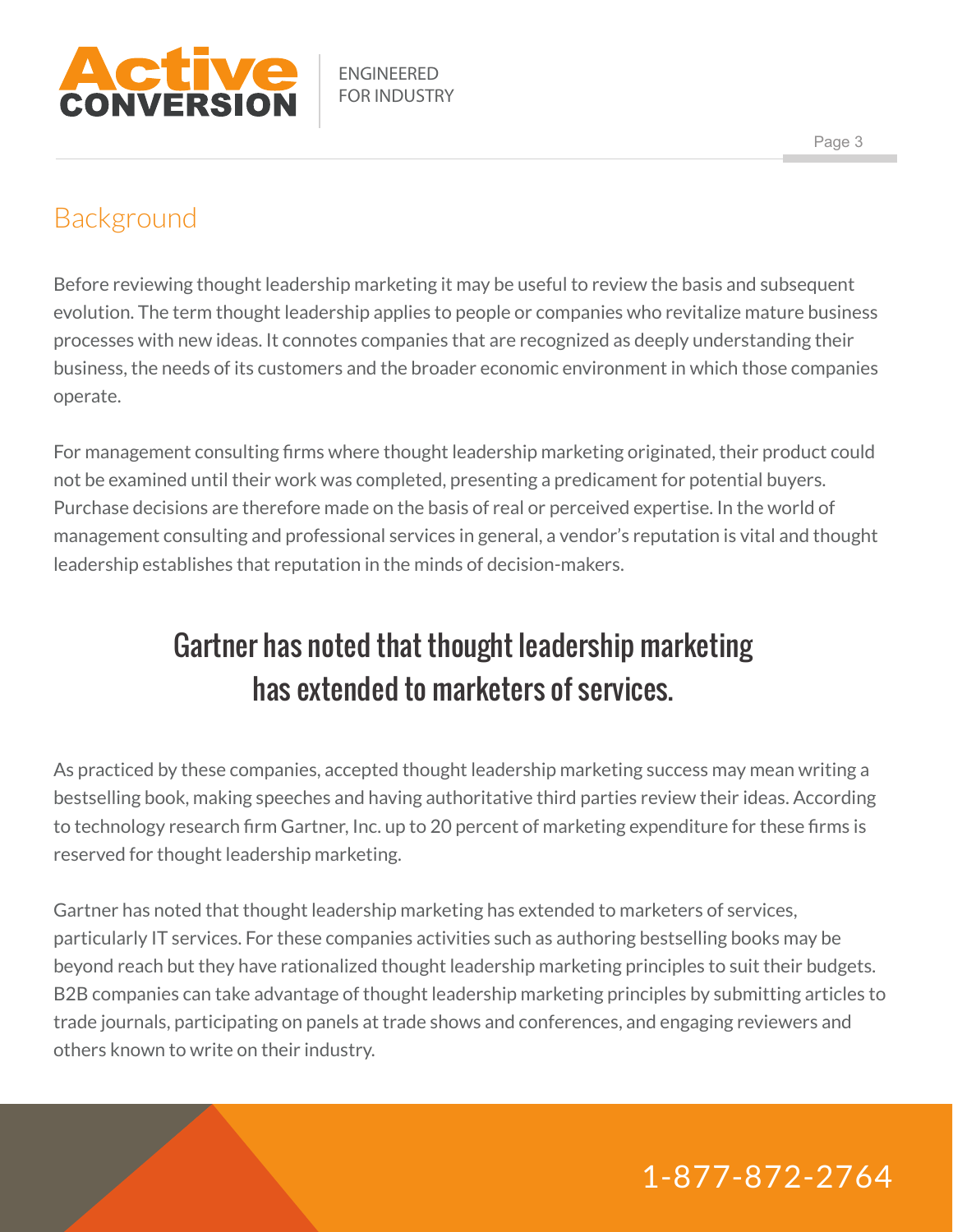## Background

Before reviewing thought leadership marketing it may be useful to review the basis and subsequent evolution. The term thought leadership applies to people or companies who revitalize mature business processes with new ideas. It connotes companies that are recognized as deeply understanding their business, the needs of its customers and the broader economic environment in which those companies operate.

For management consulting firms where thought leadership marketing originated, their product could not be examined until their work was completed, presenting a predicament for potential buyers. Purchase decisions are therefore made on the basis of real or perceived expertise. In the world of management consulting and professional services in general, a vendor's reputation is vital and thought leadership establishes that reputation in the minds of decision-makers.

> **Gartner has noted that thought leadership marketing has extended to marketers of services.**

As practiced by these companies, accepted thought leadership marketing success may mean writing a bestselling book, making speeches and having authoritative third parties review their ideas. According to technology research firm Gartner, Inc. up to 20 percent of marketing expenditure for these firms is reserved for thought leadership marketing.

Gartner has noted that thought leadership marketing has extended to marketers of services, particularly IT services. For these companies activities such as authoring bestselling books may be beyond reach but they have rationalized thought leadership marketing principles to suit their budgets. B2B companies can take advantage of thought leadership marketing principles by submitting articles to trade journals, participating on panels at trade shows and conferences, and engaging reviewers and others known to write on their industry.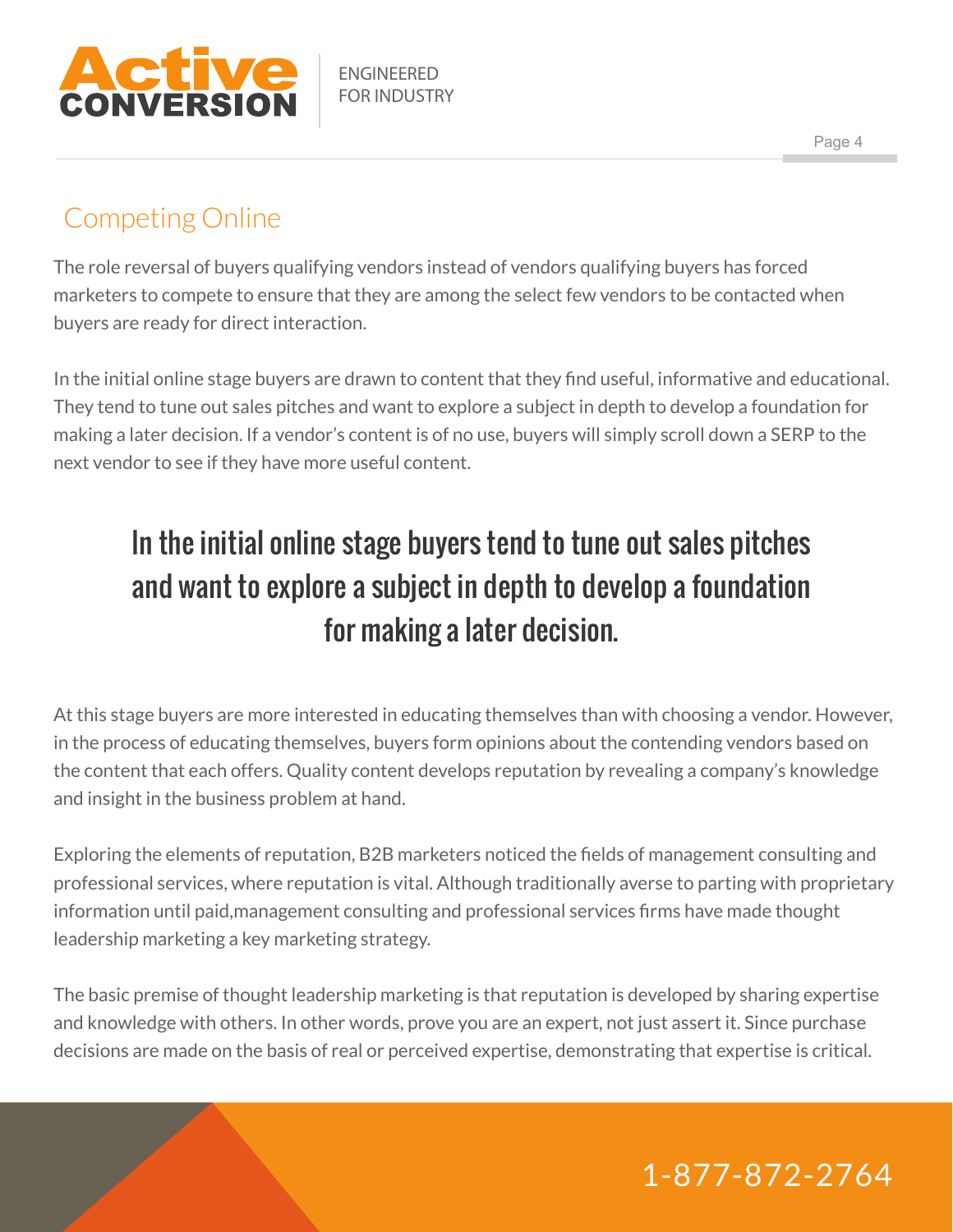## Competing Online

The role reversal of buyers qualifying vendors instead of vendors qualifying buyers has forced marketers to compete to ensure that they are among the select few vendors to be contacted when buyers are ready for direct interaction.

In the initial online stage buyers are drawn to content that they find useful, informative and educational. They tend to tune out sales pitches and want to explore a subject in depth to develop a foundation for making a later decision. If a vendor's content is of no use, buyers will simply scroll down a SERP to the next vendor to see if they have more useful content.

> **In the initial online stage buyers tend to tune out sales pitches and want to explore a subject in depth to develop a foundation for making a later decision.**

At this stage buyers are more interested in educating themselves than with choosing a vendor. However, in the process of educating themselves, buyers form opinions about the contending vendors based on the content that each offers. Quality content develops reputation by revealing a company's knowledge and insight in the business problem at hand.

Exploring the elements of reputation, B2B marketers noticed the fields of management consulting and professional services, where reputation is vital. Although traditionally averse to parting with proprietary information until paid,management consulting and professional services firms have made thought leadership marketing a key marketing strategy.

The basic premise of thought leadership marketing is that reputation is developed by sharing expertise and knowledge with others. In other words, prove you are an expert, not just assert it. Since purchase decisions are made on the basis of real or perceived expertise, demonstrating that expertise is critical.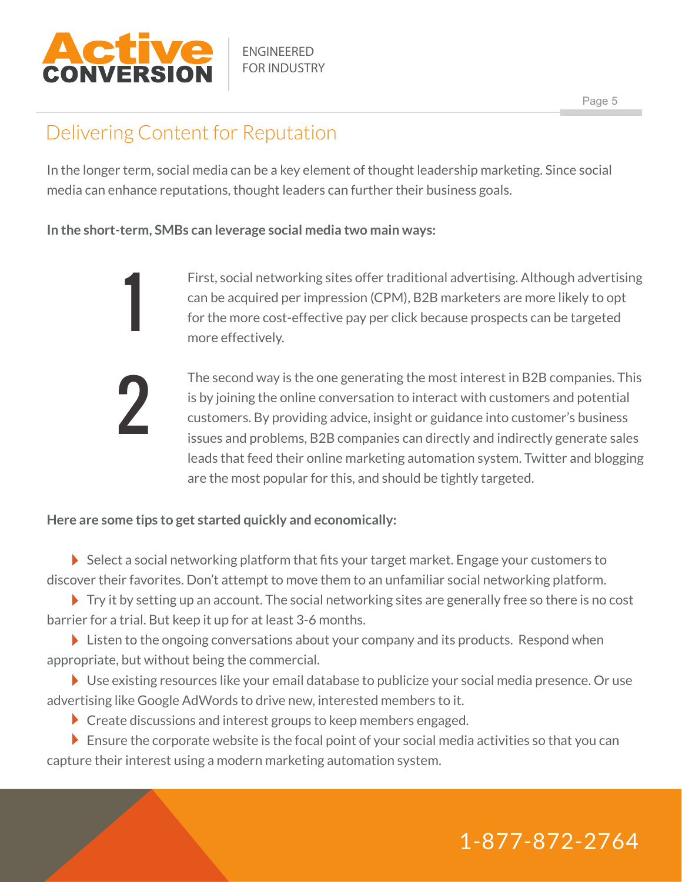## Delivering Content for Reputation

In the longer term, social media can be a key element of thought leadership marketing. Since social media can enhance reputations, thought leaders can further their business goals.

**In the short-term, SMBs can leverage social media two main ways:**

1. First, social networking sites offer traditional advertising. Although advertising can be acquired per impression (CPM), B2B marketers are more likely to opt for the more cost-effective pay per click because prospects can be targeted more effectively.

2. The second way is the one generating the most interest in B2B companies. This is by joining the online conversation to interact with customers and potential customers. By providing advice, insight or guidance into customer's business issues and problems, B2B companies can directly and indirectly generate sales leads that feed their online marketing automation system. Twitter and blogging are the most popular for this, and should be tightly targeted.

**Here are some tips to get started quickly and economically:**

- Select a social networking platform that fits your target market. Engage your customers to discover their favorites. Don't attempt to move them to an unfamiliar social networking platform.
- Try it by setting up an account. The social networking sites are generally free so there is no cost barrier for a trial. But keep it up for at least 3-6 months.
- Listen to the ongoing conversations about your company and its products. Respond when appropriate, but without being the commercial.
- Use existing resources like your email database to publicize your social media presence. Or use advertising like Google AdWords to drive new, interested members to it.
- Create discussions and interest groups to keep members engaged.
- Ensure the corporate website is the focal point of your social media activities so that you can capture their interest using a modern marketing automation system.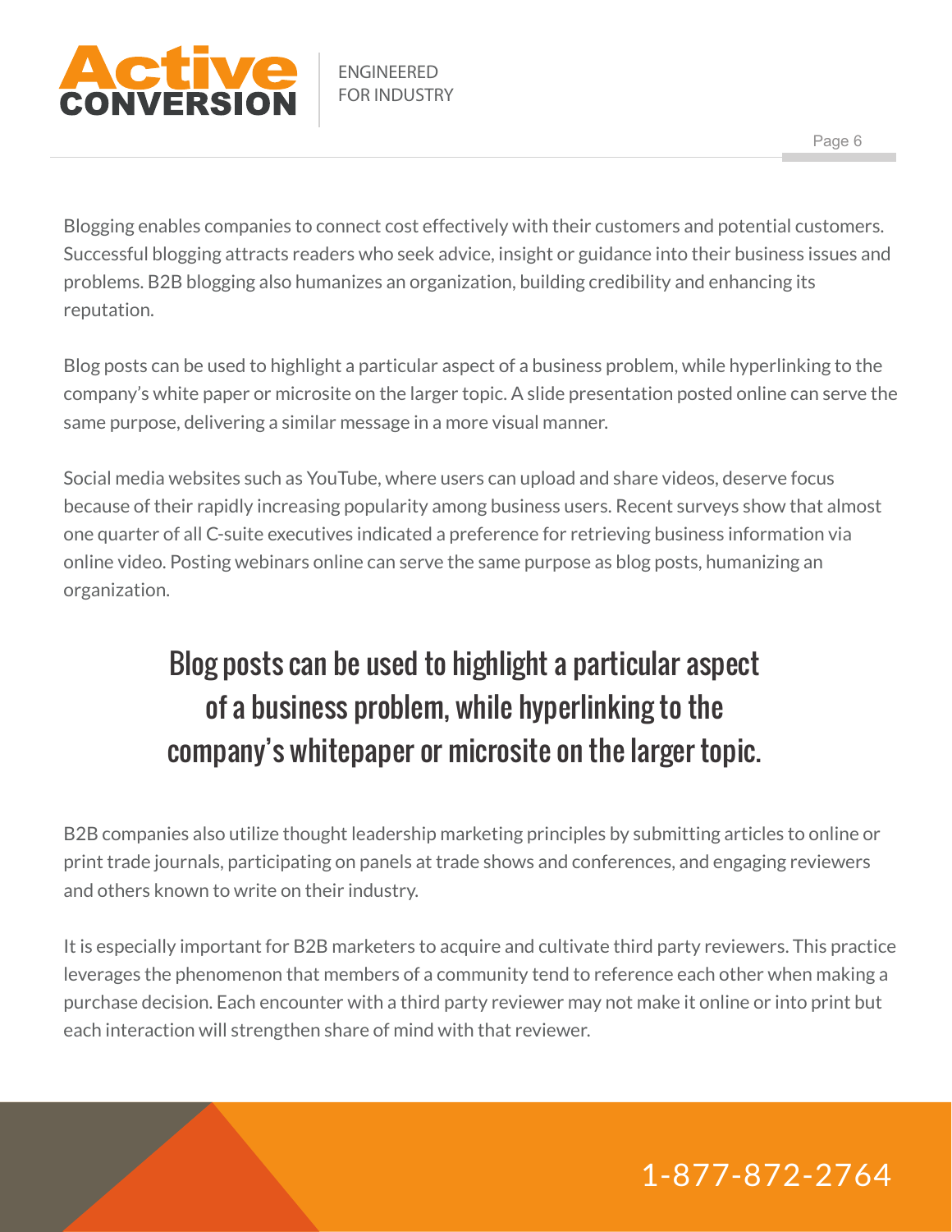Blogging enables companies to connect cost effectively with their customers and potential customers. Successful blogging attracts readers who seek advice, insight or guidance into their business issues and problems. B2B blogging also humanizes an organization, building credibility and enhancing its reputation.

Blog posts can be used to highlight a particular aspect of a business problem, while hyperlinking to the company's white paper or microsite on the larger topic. A slide presentation posted online can serve the same purpose, delivering a similar message in a more visual manner.

Social media websites such as YouTube, where users can upload and share videos, deserve focus because of their rapidly increasing popularity among business users. Recent surveys show that almost one quarter of all C-suite executives indicated a preference for retrieving business information via online video. Posting webinars online can serve the same purpose as blog posts, humanizing an organization.

> Blog posts can be used to highlight a particular aspect of a business problem, while hyperlinking to the company's whitepaper or microsite on the larger topic.

B2B companies also utilize thought leadership marketing principles by submitting articles to online or print trade journals, participating on panels at trade shows and conferences, and engaging reviewers and others known to write on their industry.

It is especially important for B2B marketers to acquire and cultivate third party reviewers. This practice leverages the phenomenon that members of a community tend to reference each other when making a purchase decision. Each encounter with a third party reviewer may not make it online or into print but each interaction will strengthen share of mind with that reviewer.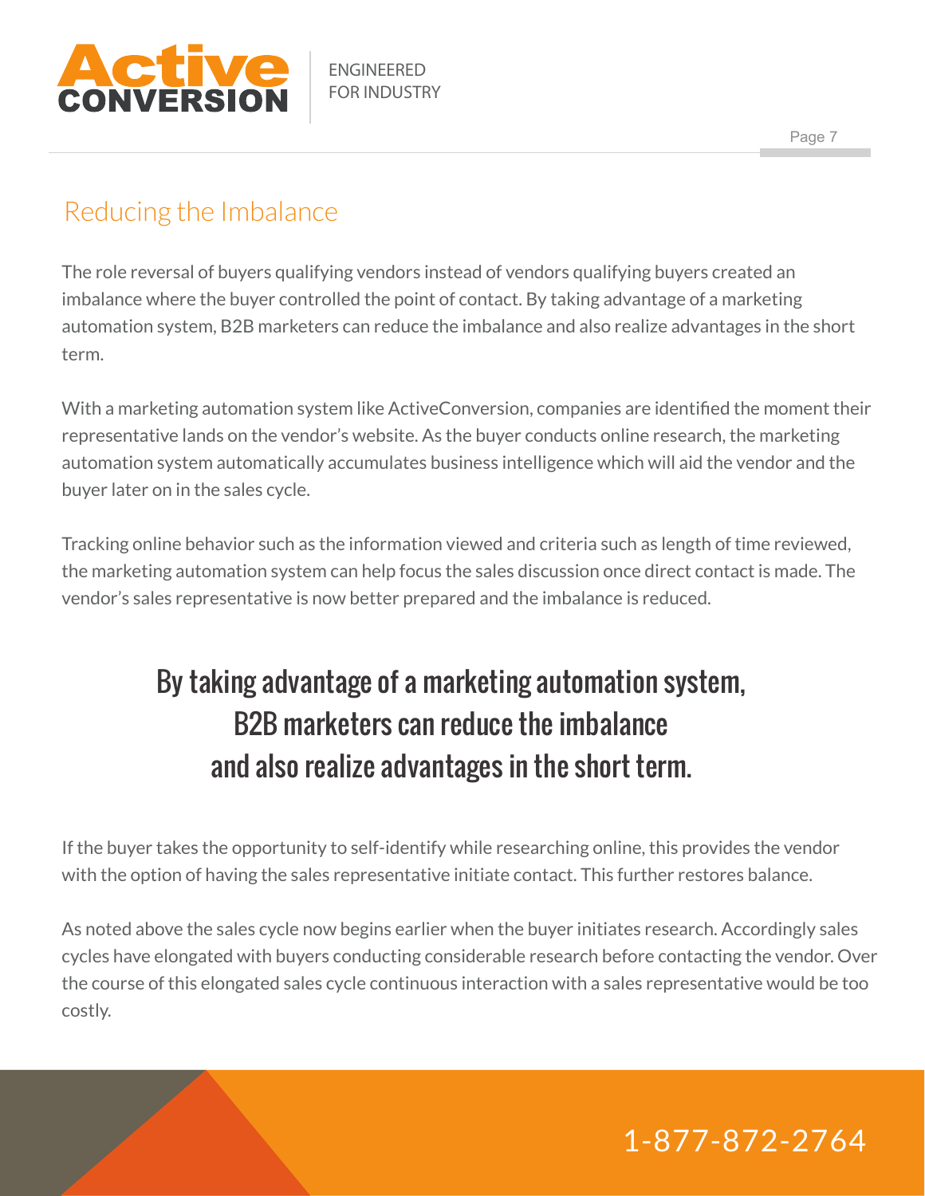## Reducing the Imbalance

The role reversal of buyers qualifying vendors instead of vendors qualifying buyers created an imbalance where the buyer controlled the point of contact. By taking advantage of a marketing automation system, B2B marketers can reduce the imbalance and also realize advantages in the short term.

With a marketing automation system like ActiveConversion, companies are identified the moment their representative lands on the vendor's website. As the buyer conducts online research, the marketing automation system automatically accumulates business intelligence which will aid the vendor and the buyer later on in the sales cycle.

Tracking online behavior such as the information viewed and criteria such as length of time reviewed, the marketing automation system can help focus the sales discussion once direct contact is made. The vendor's sales representative is now better prepared and the imbalance is reduced.

> **By taking advantage of a marketing automation system, B2B marketers can reduce the imbalance and also realize advantages in the short term.**

If the buyer takes the opportunity to self-identify while researching online, this provides the vendor with the option of having the sales representative initiate contact. This further restores balance.

As noted above the sales cycle now begins earlier when the buyer initiates research. Accordingly sales cycles have elongated with buyers conducting considerable research before contacting the vendor. Over the course of this elongated sales cycle continuous interaction with a sales representative would be too costly.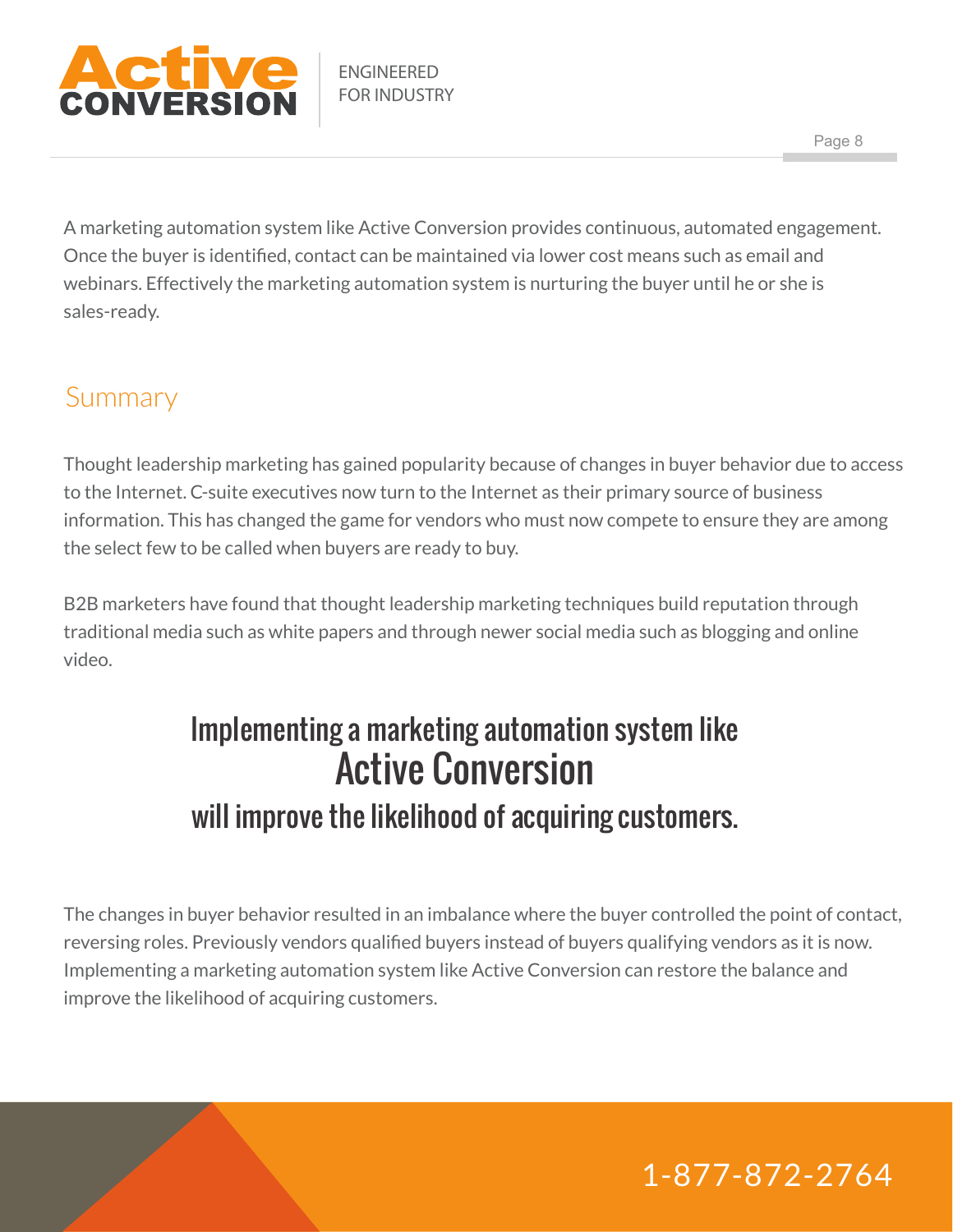A marketing automation system like Active Conversion provides continuous, automated engagement. Once the buyer is identified, contact can be maintained via lower cost means such as email and webinars. Effectively the marketing automation system is nurturing the buyer until he or she is sales-ready.

## Summary

Thought leadership marketing has gained popularity because of changes in buyer behavior due to access to the Internet. C-suite executives now turn to the Internet as their primary source of business information. This has changed the game for vendors who must now compete to ensure they are among the select few to be called when buyers are ready to buy.

B2B marketers have found that thought leadership marketing techniques build reputation through traditional media such as white papers and through newer social media such as blogging and online video.

> **Implementing a marketing automation system like Active Conversion will improve the likelihood of acquiring customers.**

The changes in buyer behavior resulted in an imbalance where the buyer controlled the point of contact, reversing roles. Previously vendors qualified buyers instead of buyers qualifying vendors as it is now. Implementing a marketing automation system like Active Conversion can restore the balance and improve the likelihood of acquiring customers.

1-877-872-2764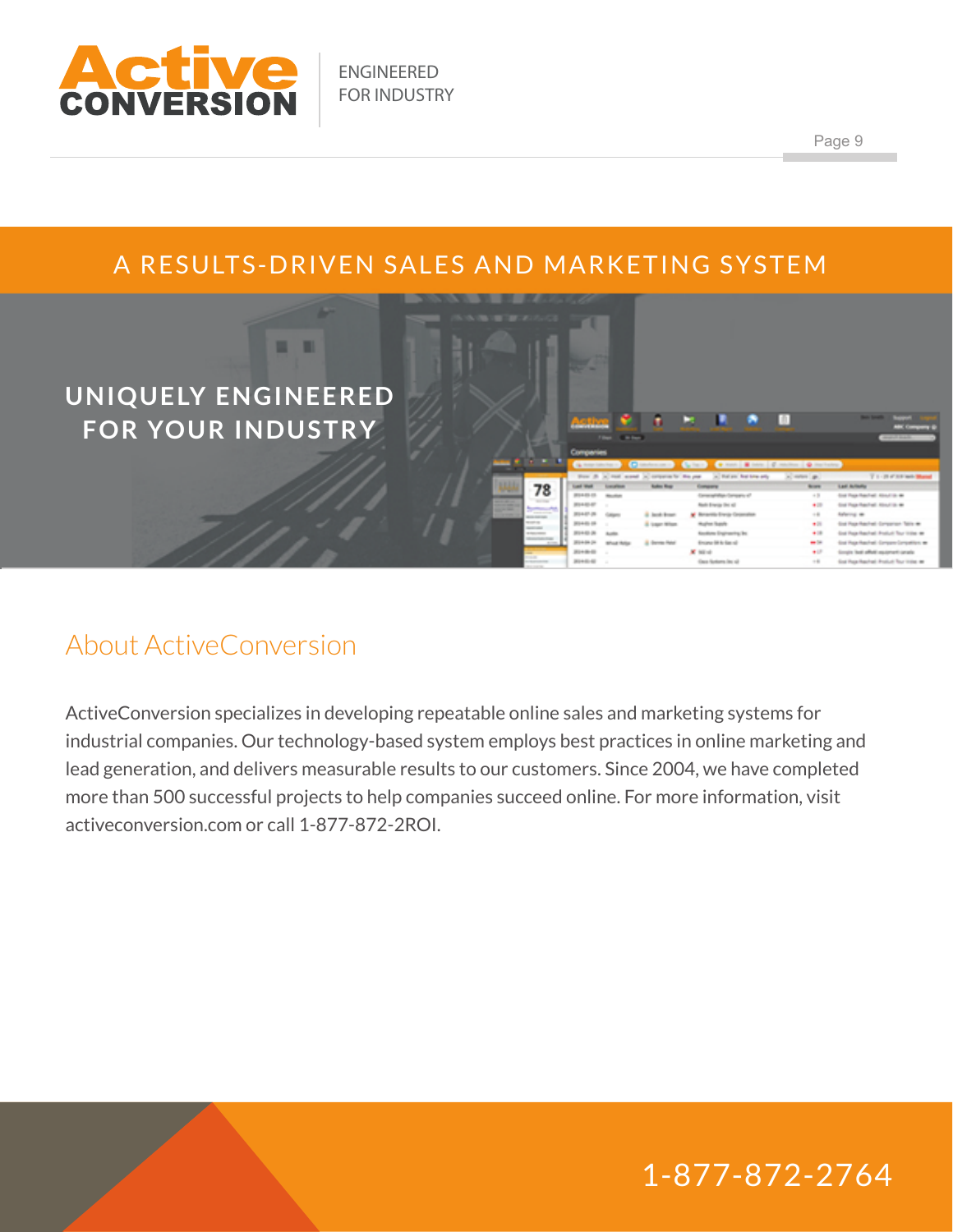# A RESULTS-DRIVEN SALES AND MARKETING SYSTEM

## UNIQUELY ENGINEERED FOR YOUR INDUSTRY

## About ActiveConversion

ActiveConversion specializes in developing repeatable online sales and marketing systems for industrial companies. Our technology-based system employs best practices in online marketing and lead generation, and delivers measurable results to our customers. Since 2004, we have completed more than 500 successful projects to help companies succeed online. For more information, visit activeconversion.com or call 1-877-872-2ROI.

1-877-872-2764